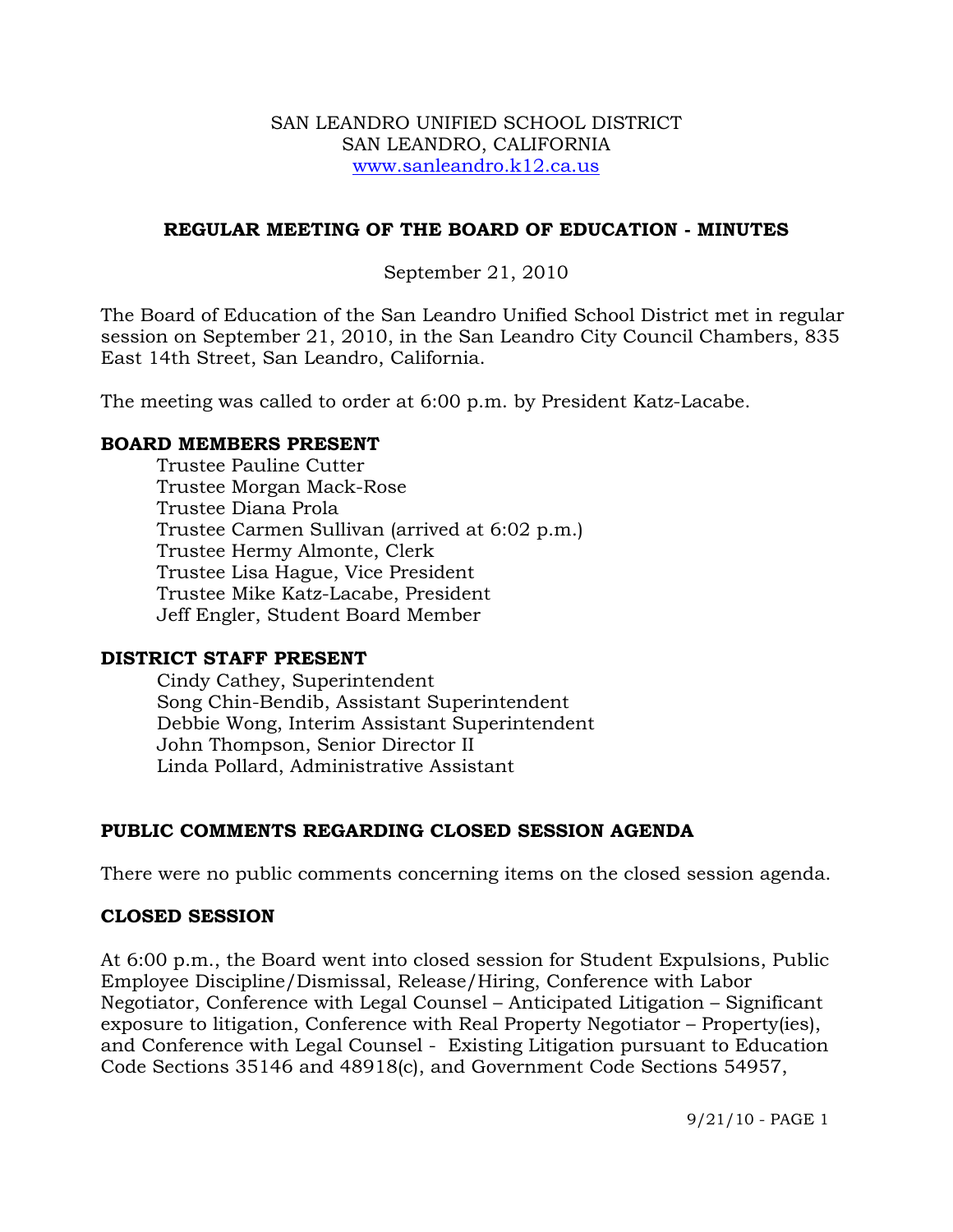SAN LEANDRO UNIFIED SCHOOL DISTRICT
SAN LEANDRO, CALIFORNIA
www.sanleandro.k12.ca.us

## REGULAR MEETING OF THE BOARD OF EDUCATION - MINUTES

September 21, 2010

The Board of Education of the San Leandro Unified School District met in regular session on September 21, 2010, in the San Leandro City Council Chambers, 835 East 14th Street, San Leandro, California.

The meeting was called to order at 6:00 p.m. by President Katz-Lacabe.

### BOARD MEMBERS PRESENT

Trustee Pauline Cutter
Trustee Morgan Mack-Rose
Trustee Diana Prola
Trustee Carmen Sullivan (arrived at 6:02 p.m.)
Trustee Hermy Almonte, Clerk
Trustee Lisa Hague, Vice President
Trustee Mike Katz-Lacabe, President
Jeff Engler, Student Board Member

### DISTRICT STAFF PRESENT

Cindy Cathey, Superintendent
Song Chin-Bendib, Assistant Superintendent
Debbie Wong, Interim Assistant Superintendent
John Thompson, Senior Director II
Linda Pollard, Administrative Assistant

### PUBLIC COMMENTS REGARDING CLOSED SESSION AGENDA

There were no public comments concerning items on the closed session agenda.

### CLOSED SESSION

At 6:00 p.m., the Board went into closed session for Student Expulsions, Public Employee Discipline/Dismissal, Release/Hiring, Conference with Labor Negotiator, Conference with Legal Counsel – Anticipated Litigation – Significant exposure to litigation, Conference with Real Property Negotiator – Property(ies), and Conference with Legal Counsel - Existing Litigation pursuant to Education Code Sections 35146 and 48918(c), and Government Code Sections 54957,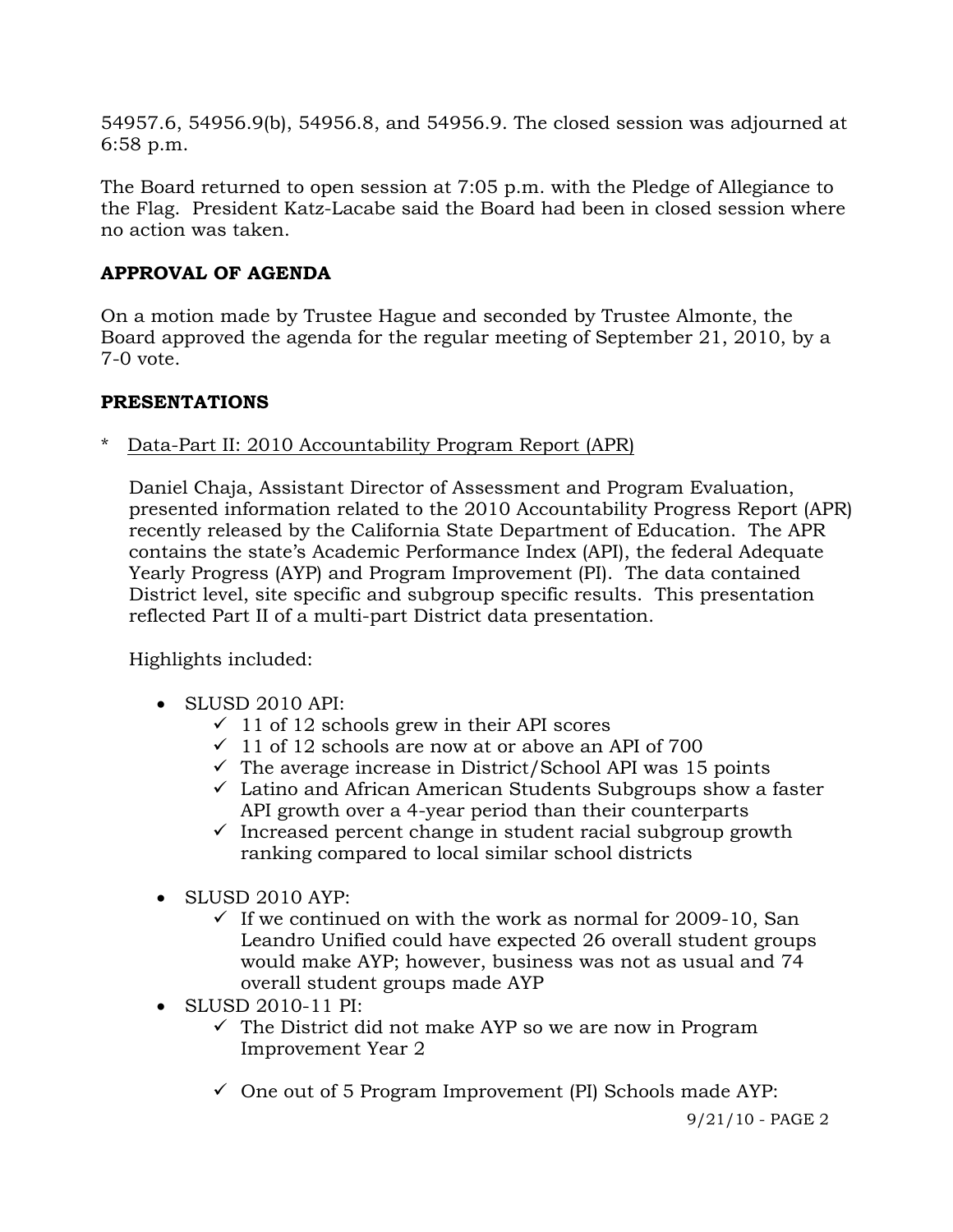54957.6, 54956.9(b), 54956.8, and 54956.9. The closed session was adjourned at 6:58 p.m.

The Board returned to open session at 7:05 p.m. with the Pledge of Allegiance to the Flag. President Katz-Lacabe said the Board had been in closed session where no action was taken.

**APPROVAL OF AGENDA**

On a motion made by Trustee Hague and seconded by Trustee Almonte, the Board approved the agenda for the regular meeting of September 21, 2010, by a 7-0 vote.

**PRESENTATIONS**

* Data-Part II: 2010 Accountability Program Report (APR)

  Daniel Chaja, Assistant Director of Assessment and Program Evaluation, presented information related to the 2010 Accountability Progress Report (APR) recently released by the California State Department of Education. The APR contains the state's Academic Performance Index (API), the federal Adequate Yearly Progress (AYP) and Program Improvement (PI). The data contained District level, site specific and subgroup specific results. This presentation reflected Part II of a multi-part District data presentation.

  Highlights included:

  - SLUSD 2010 API:
    - ✓ 11 of 12 schools grew in their API scores
    - ✓ 11 of 12 schools are now at or above an API of 700
    - ✓ The average increase in District/School API was 15 points
    - ✓ Latino and African American Students Subgroups show a faster API growth over a 4-year period than their counterparts
    - ✓ Increased percent change in student racial subgroup growth ranking compared to local similar school districts
  - SLUSD 2010 AYP:
    - ✓ If we continued on with the work as normal for 2009-10, San Leandro Unified could have expected 26 overall student groups would make AYP; however, business was not as usual and 74 overall student groups made AYP
  - SLUSD 2010-11 PI:
    - ✓ The District did not make AYP so we are now in Program Improvement Year 2
    - ✓ One out of 5 Program Improvement (PI) Schools made AYP: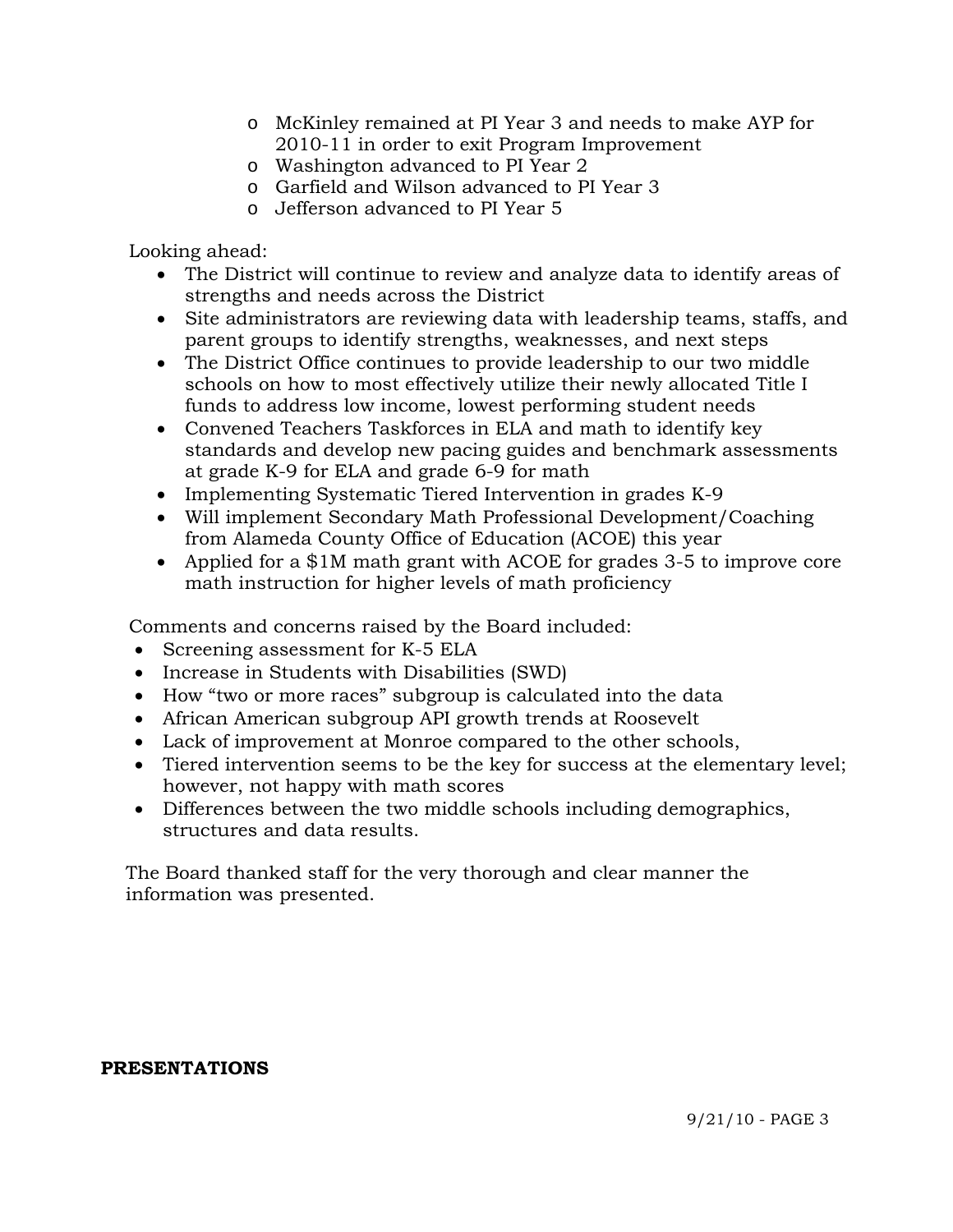- McKinley remained at PI Year 3 and needs to make AYP for 2010-11 in order to exit Program Improvement
  - Washington advanced to PI Year 2
  - Garfield and Wilson advanced to PI Year 3
  - Jefferson advanced to PI Year 5

Looking ahead:

- The District will continue to review and analyze data to identify areas of strengths and needs across the District
- Site administrators are reviewing data with leadership teams, staffs, and parent groups to identify strengths, weaknesses, and next steps
- The District Office continues to provide leadership to our two middle schools on how to most effectively utilize their newly allocated Title I funds to address low income, lowest performing student needs
- Convened Teachers Taskforces in ELA and math to identify key standards and develop new pacing guides and benchmark assessments at grade K-9 for ELA and grade 6-9 for math
- Implementing Systematic Tiered Intervention in grades K-9
- Will implement Secondary Math Professional Development/Coaching from Alameda County Office of Education (ACOE) this year
- Applied for a $1M math grant with ACOE for grades 3-5 to improve core math instruction for higher levels of math proficiency

Comments and concerns raised by the Board included:

- Screening assessment for K-5 ELA
- Increase in Students with Disabilities (SWD)
- How "two or more races" subgroup is calculated into the data
- African American subgroup API growth trends at Roosevelt
- Lack of improvement at Monroe compared to the other schools,
- Tiered intervention seems to be the key for success at the elementary level; however, not happy with math scores
- Differences between the two middle schools including demographics, structures and data results.

The Board thanked staff for the very thorough and clear manner the information was presented.

**PRESENTATIONS**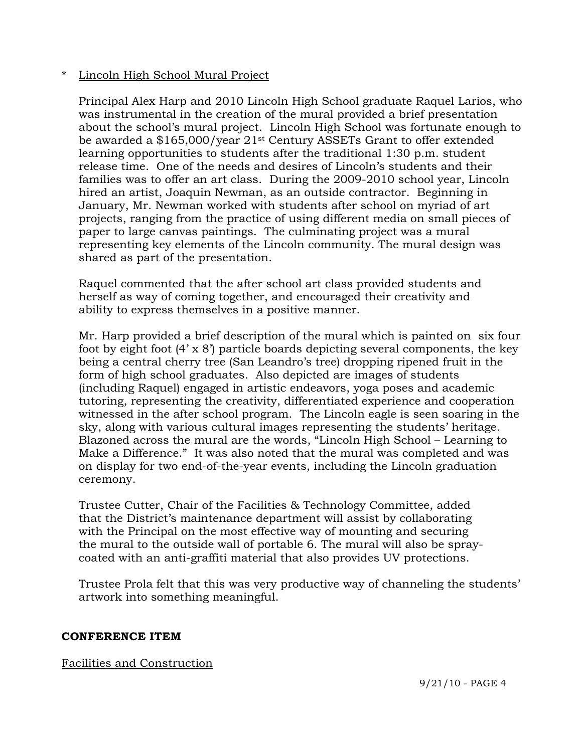\* <u>Lincoln High School Mural Project</u>

Principal Alex Harp and 2010 Lincoln High School graduate Raquel Larios, who was instrumental in the creation of the mural provided a brief presentation about the school's mural project. Lincoln High School was fortunate enough to be awarded a $165,000/year 21st Century ASSETs Grant to offer extended learning opportunities to students after the traditional 1:30 p.m. student release time. One of the needs and desires of Lincoln's students and their families was to offer an art class. During the 2009-2010 school year, Lincoln hired an artist, Joaquin Newman, as an outside contractor. Beginning in January, Mr. Newman worked with students after school on myriad of art projects, ranging from the practice of using different media on small pieces of paper to large canvas paintings. The culminating project was a mural representing key elements of the Lincoln community. The mural design was shared as part of the presentation.

Raquel commented that the after school art class provided students and herself as way of coming together, and encouraged their creativity and ability to express themselves in a positive manner.

Mr. Harp provided a brief description of the mural which is painted on six four foot by eight foot (4' x 8') particle boards depicting several components, the key being a central cherry tree (San Leandro's tree) dropping ripened fruit in the form of high school graduates. Also depicted are images of students (including Raquel) engaged in artistic endeavors, yoga poses and academic tutoring, representing the creativity, differentiated experience and cooperation witnessed in the after school program. The Lincoln eagle is seen soaring in the sky, along with various cultural images representing the students' heritage. Blazoned across the mural are the words, "Lincoln High School – Learning to Make a Difference." It was also noted that the mural was completed and was on display for two end-of-the-year events, including the Lincoln graduation ceremony.

Trustee Cutter, Chair of the Facilities & Technology Committee, added that the District's maintenance department will assist by collaborating with the Principal on the most effective way of mounting and securing the mural to the outside wall of portable 6. The mural will also be spray-coated with an anti-graffiti material that also provides UV protections.

Trustee Prola felt that this was very productive way of channeling the students' artwork into something meaningful.

**CONFERENCE ITEM**

<u>Facilities and Construction</u>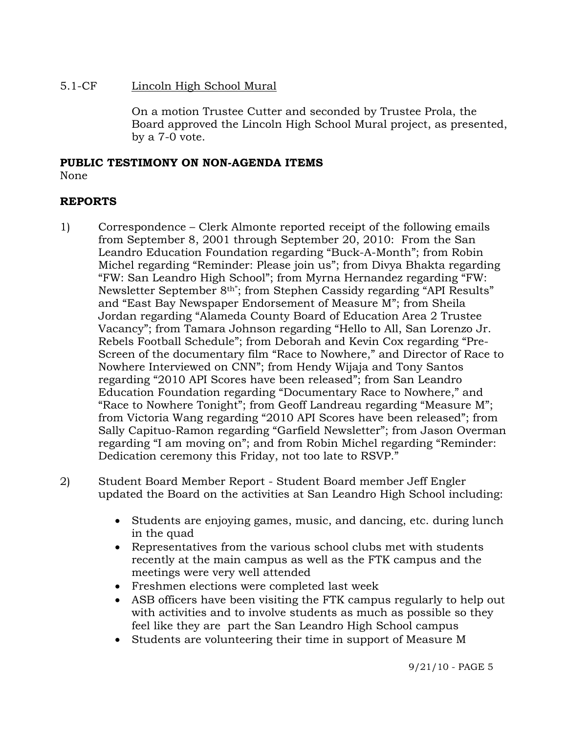5.1-CF Lincoln High School Mural

On a motion Trustee Cutter and seconded by Trustee Prola, the Board approved the Lincoln High School Mural project, as presented, by a 7-0 vote.

**PUBLIC TESTIMONY ON NON-AGENDA ITEMS**

None

**REPORTS**

1) Correspondence – Clerk Almonte reported receipt of the following emails from September 8, 2001 through September 20, 2010: From the San Leandro Education Foundation regarding "Buck-A-Month"; from Robin Michel regarding "Reminder: Please join us"; from Divya Bhakta regarding "FW: San Leandro High School"; from Myrna Hernandez regarding "FW: Newsletter September 8th"; from Stephen Cassidy regarding "API Results" and "East Bay Newspaper Endorsement of Measure M"; from Sheila Jordan regarding "Alameda County Board of Education Area 2 Trustee Vacancy"; from Tamara Johnson regarding "Hello to All, San Lorenzo Jr. Rebels Football Schedule"; from Deborah and Kevin Cox regarding "Pre-Screen of the documentary film "Race to Nowhere," and Director of Race to Nowhere Interviewed on CNN"; from Hendy Wijaja and Tony Santos regarding "2010 API Scores have been released"; from San Leandro Education Foundation regarding "Documentary Race to Nowhere," and "Race to Nowhere Tonight"; from Geoff Landreau regarding "Measure M"; from Victoria Wang regarding "2010 API Scores have been released"; from Sally Capituo-Ramon regarding "Garfield Newsletter"; from Jason Overman regarding "I am moving on"; and from Robin Michel regarding "Reminder: Dedication ceremony this Friday, not too late to RSVP."

2) Student Board Member Report - Student Board member Jeff Engler updated the Board on the activities at San Leandro High School including:

   - Students are enjoying games, music, and dancing, etc. during lunch in the quad
   - Representatives from the various school clubs met with students recently at the main campus as well as the FTK campus and the meetings were very well attended
   - Freshmen elections were completed last week
   - ASB officers have been visiting the FTK campus regularly to help out with activities and to involve students as much as possible so they feel like they are part the San Leandro High School campus
   - Students are volunteering their time in support of Measure M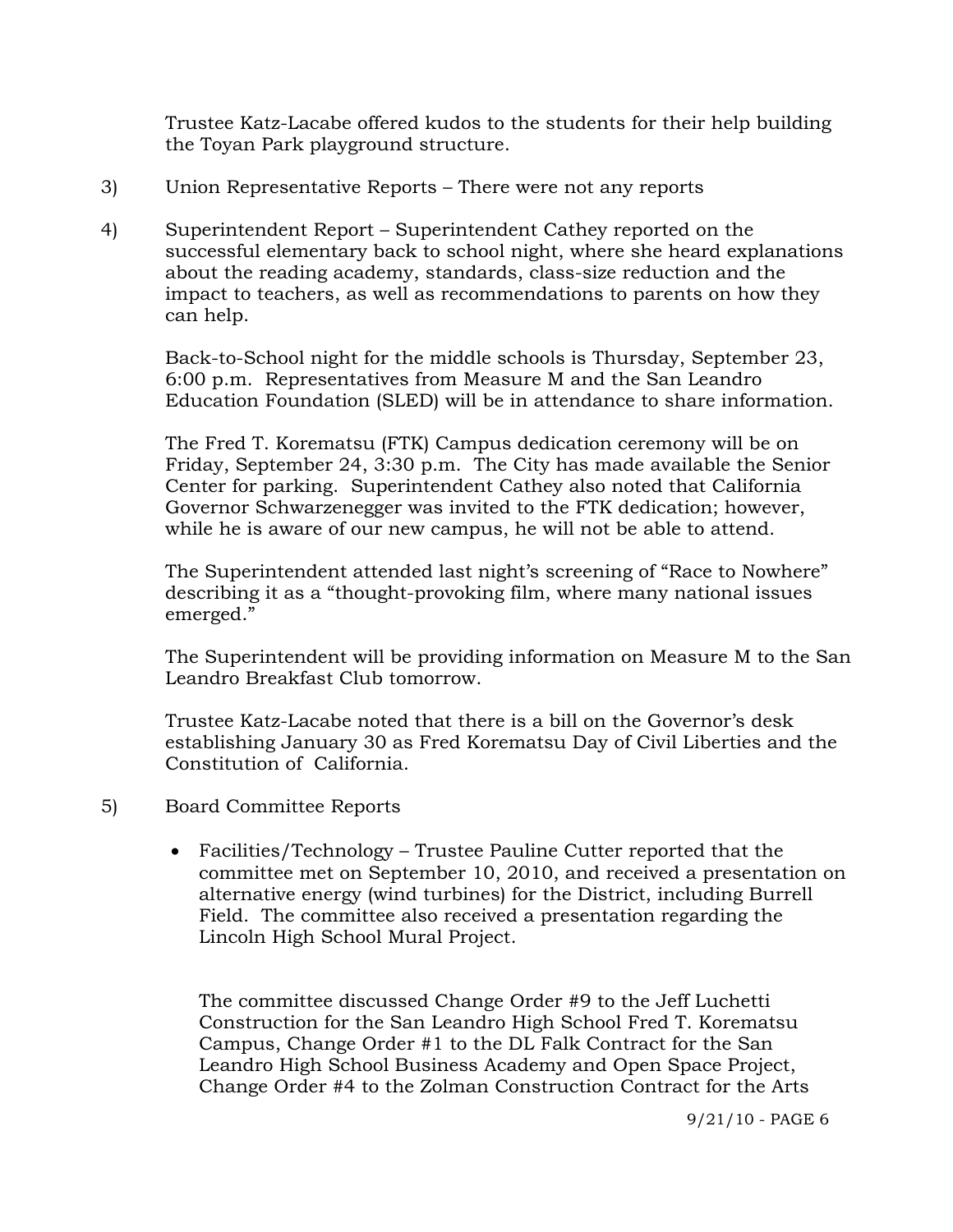Trustee Katz-Lacabe offered kudos to the students for their help building the Toyan Park playground structure.

3) Union Representative Reports – There were not any reports

4) Superintendent Report – Superintendent Cathey reported on the successful elementary back to school night, where she heard explanations about the reading academy, standards, class-size reduction and the impact to teachers, as well as recommendations to parents on how they can help.

   Back-to-School night for the middle schools is Thursday, September 23, 6:00 p.m. Representatives from Measure M and the San Leandro Education Foundation (SLED) will be in attendance to share information.

   The Fred T. Korematsu (FTK) Campus dedication ceremony will be on Friday, September 24, 3:30 p.m. The City has made available the Senior Center for parking. Superintendent Cathey also noted that California Governor Schwarzenegger was invited to the FTK dedication; however, while he is aware of our new campus, he will not be able to attend.

   The Superintendent attended last night's screening of "Race to Nowhere" describing it as a "thought-provoking film, where many national issues emerged."

   The Superintendent will be providing information on Measure M to the San Leandro Breakfast Club tomorrow.

   Trustee Katz-Lacabe noted that there is a bill on the Governor's desk establishing January 30 as Fred Korematsu Day of Civil Liberties and the Constitution of California.

5) Board Committee Reports

   - Facilities/Technology – Trustee Pauline Cutter reported that the committee met on September 10, 2010, and received a presentation on alternative energy (wind turbines) for the District, including Burrell Field. The committee also received a presentation regarding the Lincoln High School Mural Project.

     The committee discussed Change Order #9 to the Jeff Luchetti Construction for the San Leandro High School Fred T. Korematsu Campus, Change Order #1 to the DL Falk Contract for the San Leandro High School Business Academy and Open Space Project, Change Order #4 to the Zolman Construction Contract for the Arts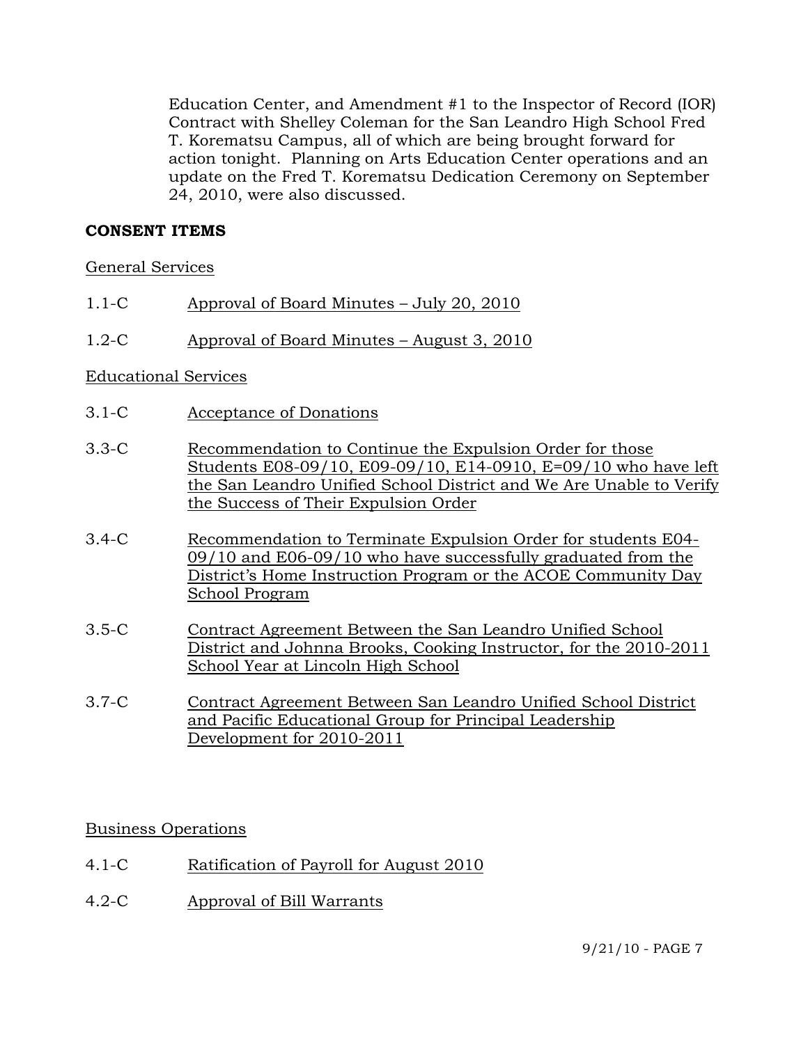Education Center, and Amendment #1 to the Inspector of Record (IOR) Contract with Shelley Coleman for the San Leandro High School Fred T. Korematsu Campus, all of which are being brought forward for action tonight. Planning on Arts Education Center operations and an update on the Fred T. Korematsu Dedication Ceremony on September 24, 2010, were also discussed.

**CONSENT ITEMS**

General Services

1.1-C Approval of Board Minutes – July 20, 2010

1.2-C Approval of Board Minutes – August 3, 2010

Educational Services

3.1-C Acceptance of Donations

3.3-C Recommendation to Continue the Expulsion Order for those Students E08-09/10, E09-09/10, E14-0910, E=09/10 who have left the San Leandro Unified School District and We Are Unable to Verify the Success of Their Expulsion Order

3.4-C Recommendation to Terminate Expulsion Order for students E04-09/10 and E06-09/10 who have successfully graduated from the District's Home Instruction Program or the ACOE Community Day School Program

3.5-C Contract Agreement Between the San Leandro Unified School District and Johnna Brooks, Cooking Instructor, for the 2010-2011 School Year at Lincoln High School

3.7-C Contract Agreement Between San Leandro Unified School District and Pacific Educational Group for Principal Leadership Development for 2010-2011

Business Operations

4.1-C Ratification of Payroll for August 2010

4.2-C Approval of Bill Warrants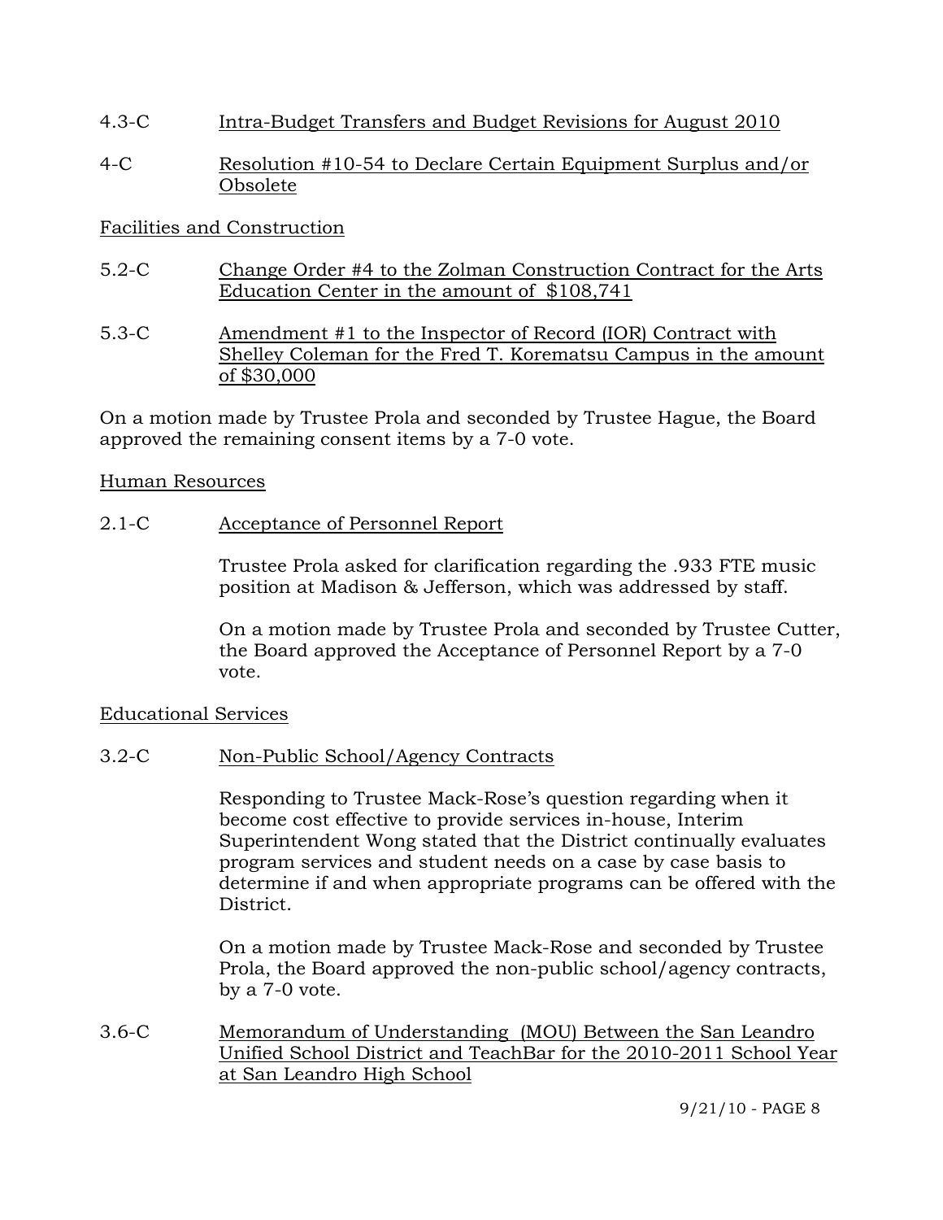4.3-C Intra-Budget Transfers and Budget Revisions for August 2010

4-C Resolution #10-54 to Declare Certain Equipment Surplus and/or Obsolete

Facilities and Construction

5.2-C Change Order #4 to the Zolman Construction Contract for the Arts Education Center in the amount of $108,741

5.3-C Amendment #1 to the Inspector of Record (IOR) Contract with Shelley Coleman for the Fred T. Korematsu Campus in the amount of $30,000

On a motion made by Trustee Prola and seconded by Trustee Hague, the Board approved the remaining consent items by a 7-0 vote.

Human Resources

2.1-C Acceptance of Personnel Report

Trustee Prola asked for clarification regarding the .933 FTE music position at Madison & Jefferson, which was addressed by staff.

On a motion made by Trustee Prola and seconded by Trustee Cutter, the Board approved the Acceptance of Personnel Report by a 7-0 vote.

Educational Services

3.2-C Non-Public School/Agency Contracts

Responding to Trustee Mack-Rose's question regarding when it become cost effective to provide services in-house, Interim Superintendent Wong stated that the District continually evaluates program services and student needs on a case by case basis to determine if and when appropriate programs can be offered with the District.

On a motion made by Trustee Mack-Rose and seconded by Trustee Prola, the Board approved the non-public school/agency contracts, by a 7-0 vote.

3.6-C Memorandum of Understanding (MOU) Between the San Leandro Unified School District and TeachBar for the 2010-2011 School Year at San Leandro High School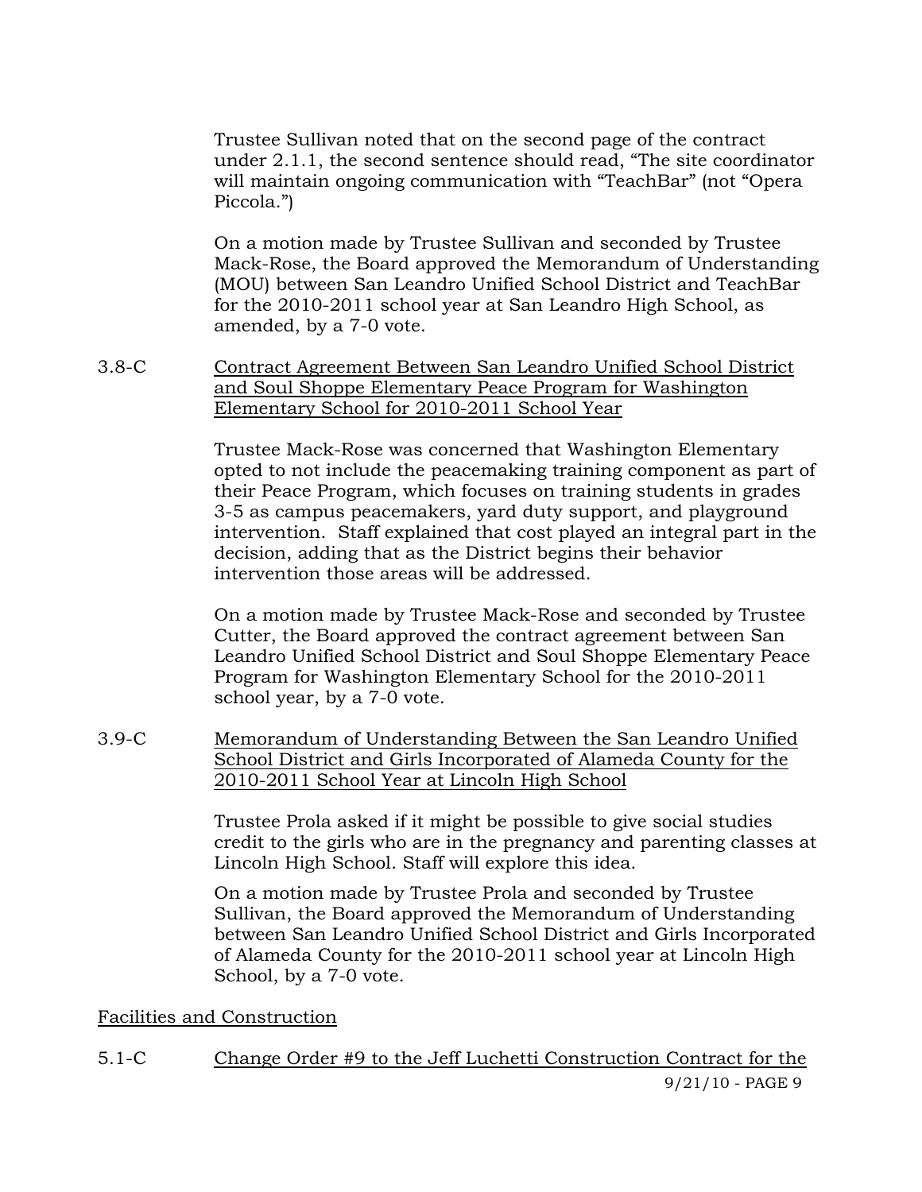Trustee Sullivan noted that on the second page of the contract under 2.1.1, the second sentence should read, "The site coordinator will maintain ongoing communication with "TeachBar" (not "Opera Piccola.")

On a motion made by Trustee Sullivan and seconded by Trustee Mack-Rose, the Board approved the Memorandum of Understanding (MOU) between San Leandro Unified School District and TeachBar for the 2010-2011 school year at San Leandro High School, as amended, by a 7-0 vote.

3.8-C <u>Contract Agreement Between San Leandro Unified School District and Soul Shoppe Elementary Peace Program for Washington Elementary School for 2010-2011 School Year</u>

Trustee Mack-Rose was concerned that Washington Elementary opted to not include the peacemaking training component as part of their Peace Program, which focuses on training students in grades 3-5 as campus peacemakers, yard duty support, and playground intervention. Staff explained that cost played an integral part in the decision, adding that as the District begins their behavior intervention those areas will be addressed.

On a motion made by Trustee Mack-Rose and seconded by Trustee Cutter, the Board approved the contract agreement between San Leandro Unified School District and Soul Shoppe Elementary Peace Program for Washington Elementary School for the 2010-2011 school year, by a 7-0 vote.

3.9-C <u>Memorandum of Understanding Between the San Leandro Unified School District and Girls Incorporated of Alameda County for the 2010-2011 School Year at Lincoln High School</u>

Trustee Prola asked if it might be possible to give social studies credit to the girls who are in the pregnancy and parenting classes at Lincoln High School. Staff will explore this idea.

On a motion made by Trustee Prola and seconded by Trustee Sullivan, the Board approved the Memorandum of Understanding between San Leandro Unified School District and Girls Incorporated of Alameda County for the 2010-2011 school year at Lincoln High School, by a 7-0 vote.

<u>Facilities and Construction</u>

5.1-C <u>Change Order #9 to the Jeff Luchetti Construction Contract for the</u>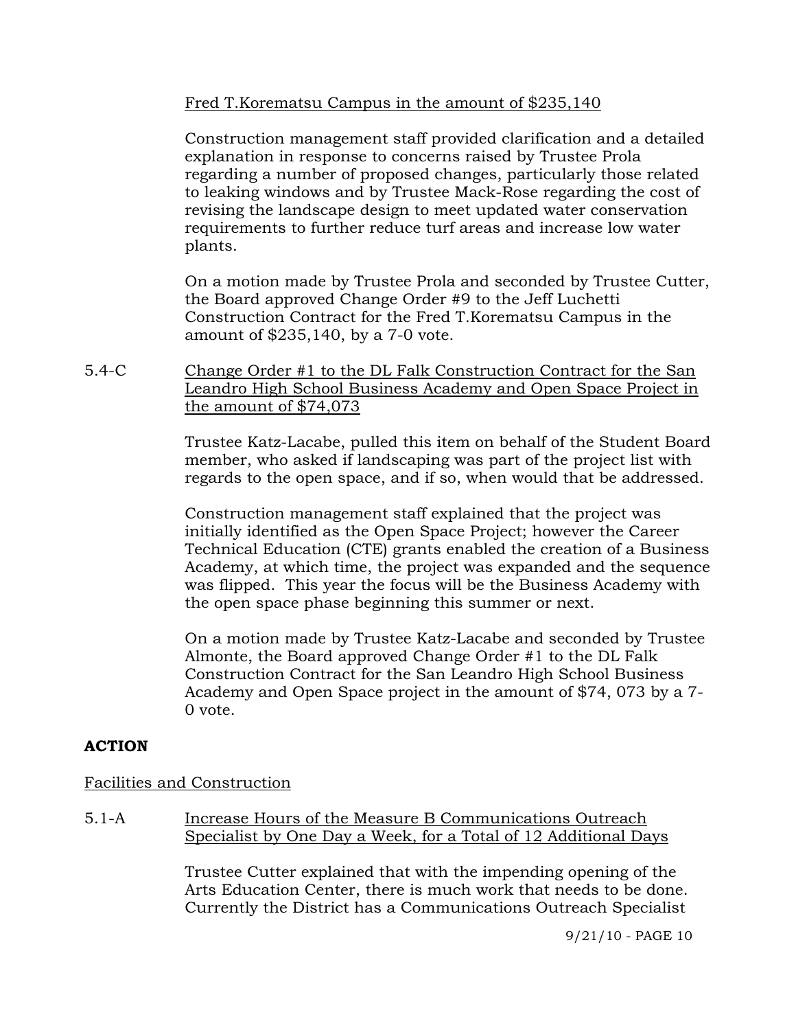Fred T.Korematsu Campus in the amount of $235,140

Construction management staff provided clarification and a detailed explanation in response to concerns raised by Trustee Prola regarding a number of proposed changes, particularly those related to leaking windows and by Trustee Mack-Rose regarding the cost of revising the landscape design to meet updated water conservation requirements to further reduce turf areas and increase low water plants.

On a motion made by Trustee Prola and seconded by Trustee Cutter, the Board approved Change Order #9 to the Jeff Luchetti Construction Contract for the Fred T.Korematsu Campus in the amount of $235,140, by a 7-0 vote.

5.4-C Change Order #1 to the DL Falk Construction Contract for the San Leandro High School Business Academy and Open Space Project in the amount of $74,073

Trustee Katz-Lacabe, pulled this item on behalf of the Student Board member, who asked if landscaping was part of the project list with regards to the open space, and if so, when would that be addressed.

Construction management staff explained that the project was initially identified as the Open Space Project; however the Career Technical Education (CTE) grants enabled the creation of a Business Academy, at which time, the project was expanded and the sequence was flipped. This year the focus will be the Business Academy with the open space phase beginning this summer or next.

On a motion made by Trustee Katz-Lacabe and seconded by Trustee Almonte, the Board approved Change Order #1 to the DL Falk Construction Contract for the San Leandro High School Business Academy and Open Space project in the amount of $74, 073 by a 7-0 vote.

## ACTION

Facilities and Construction

5.1-A Increase Hours of the Measure B Communications Outreach Specialist by One Day a Week, for a Total of 12 Additional Days

Trustee Cutter explained that with the impending opening of the Arts Education Center, there is much work that needs to be done. Currently the District has a Communications Outreach Specialist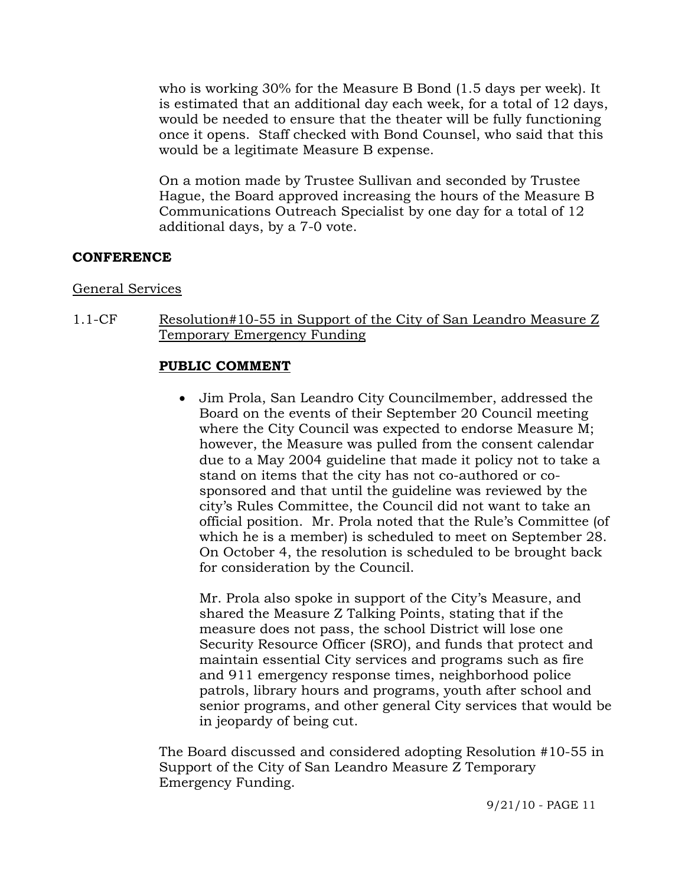who is working 30% for the Measure B Bond (1.5 days per week). It is estimated that an additional day each week, for a total of 12 days, would be needed to ensure that the theater will be fully functioning once it opens. Staff checked with Bond Counsel, who said that this would be a legitimate Measure B expense.

On a motion made by Trustee Sullivan and seconded by Trustee Hague, the Board approved increasing the hours of the Measure B Communications Outreach Specialist by one day for a total of 12 additional days, by a 7-0 vote.

**CONFERENCE**

General Services

1.1-CF Resolution#10-55 in Support of the City of San Leandro Measure Z Temporary Emergency Funding

**PUBLIC COMMENT**

- Jim Prola, San Leandro City Councilmember, addressed the Board on the events of their September 20 Council meeting where the City Council was expected to endorse Measure M; however, the Measure was pulled from the consent calendar due to a May 2004 guideline that made it policy not to take a stand on items that the city has not co-authored or co-sponsored and that until the guideline was reviewed by the city's Rules Committee, the Council did not want to take an official position. Mr. Prola noted that the Rule's Committee (of which he is a member) is scheduled to meet on September 28. On October 4, the resolution is scheduled to be brought back for consideration by the Council.

  Mr. Prola also spoke in support of the City's Measure, and shared the Measure Z Talking Points, stating that if the measure does not pass, the school District will lose one Security Resource Officer (SRO), and funds that protect and maintain essential City services and programs such as fire and 911 emergency response times, neighborhood police patrols, library hours and programs, youth after school and senior programs, and other general City services that would be in jeopardy of being cut.

The Board discussed and considered adopting Resolution #10-55 in Support of the City of San Leandro Measure Z Temporary Emergency Funding.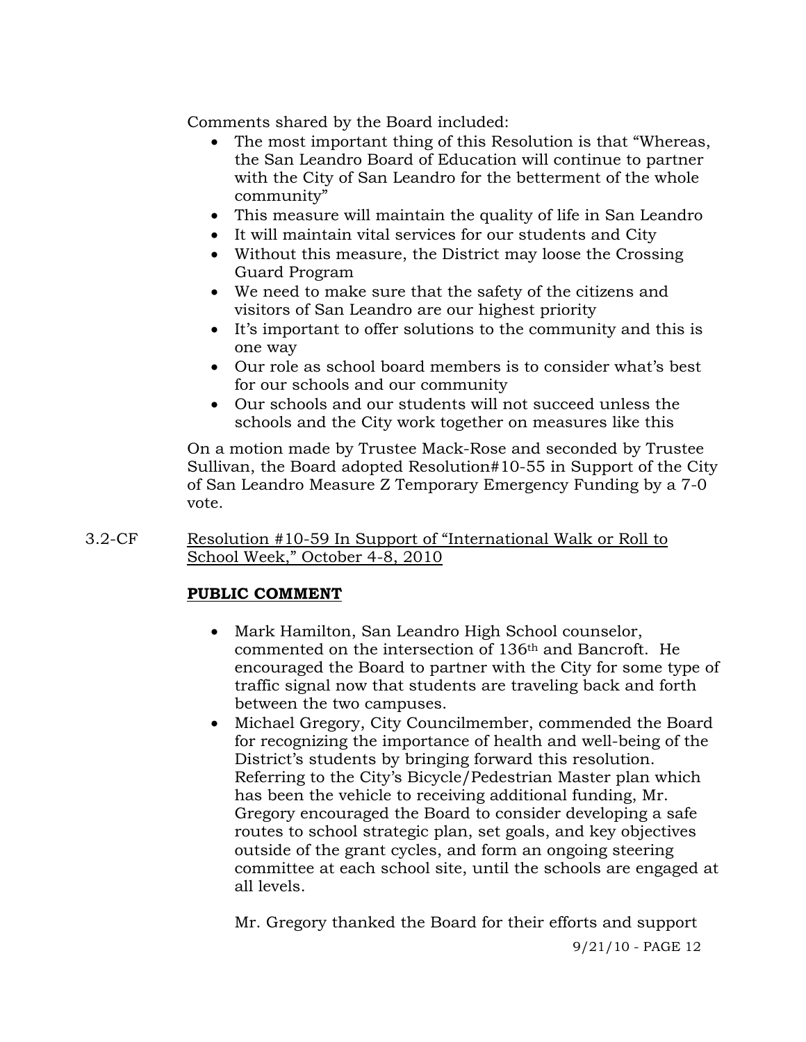Comments shared by the Board included:

- The most important thing of this Resolution is that "Whereas, the San Leandro Board of Education will continue to partner with the City of San Leandro for the betterment of the whole community"
- This measure will maintain the quality of life in San Leandro
- It will maintain vital services for our students and City
- Without this measure, the District may loose the Crossing Guard Program
- We need to make sure that the safety of the citizens and visitors of San Leandro are our highest priority
- It's important to offer solutions to the community and this is one way
- Our role as school board members is to consider what's best for our schools and our community
- Our schools and our students will not succeed unless the schools and the City work together on measures like this

On a motion made by Trustee Mack-Rose and seconded by Trustee Sullivan, the Board adopted Resolution#10-55 in Support of the City of San Leandro Measure Z Temporary Emergency Funding by a 7-0 vote.

3.2-CF Resolution #10-59 In Support of "International Walk or Roll to School Week," October 4-8, 2010

**PUBLIC COMMENT**

- Mark Hamilton, San Leandro High School counselor, commented on the intersection of 136th and Bancroft. He encouraged the Board to partner with the City for some type of traffic signal now that students are traveling back and forth between the two campuses.
- Michael Gregory, City Councilmember, commended the Board for recognizing the importance of health and well-being of the District's students by bringing forward this resolution. Referring to the City's Bicycle/Pedestrian Master plan which has been the vehicle to receiving additional funding, Mr. Gregory encouraged the Board to consider developing a safe routes to school strategic plan, set goals, and key objectives outside of the grant cycles, and form an ongoing steering committee at each school site, until the schools are engaged at all levels.

  Mr. Gregory thanked the Board for their efforts and support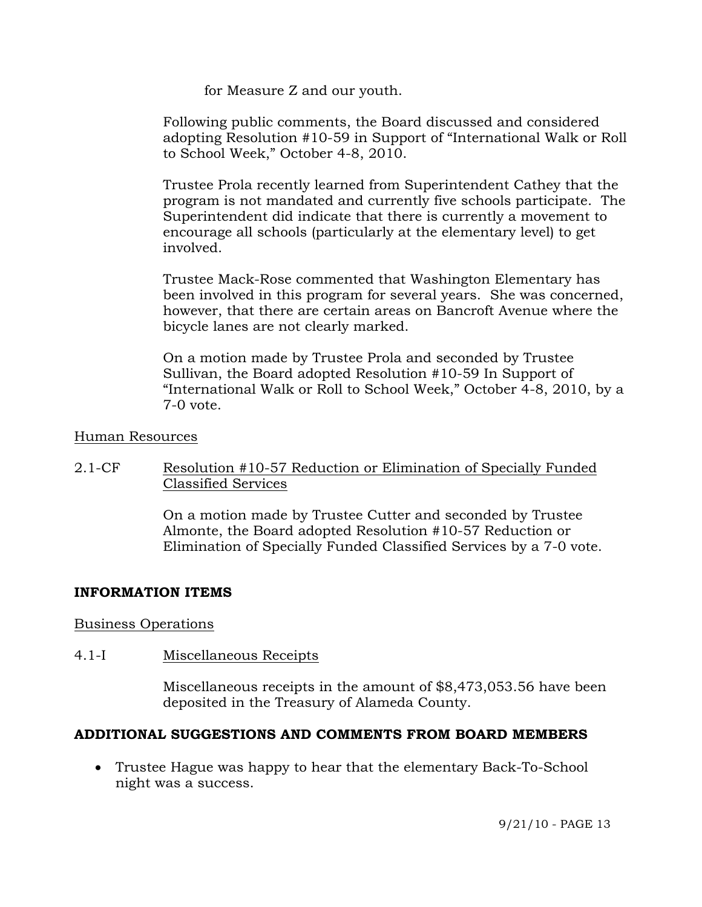for Measure Z and our youth.

Following public comments, the Board discussed and considered adopting Resolution #10-59 in Support of "International Walk or Roll to School Week," October 4-8, 2010.

Trustee Prola recently learned from Superintendent Cathey that the program is not mandated and currently five schools participate. The Superintendent did indicate that there is currently a movement to encourage all schools (particularly at the elementary level) to get involved.

Trustee Mack-Rose commented that Washington Elementary has been involved in this program for several years. She was concerned, however, that there are certain areas on Bancroft Avenue where the bicycle lanes are not clearly marked.

On a motion made by Trustee Prola and seconded by Trustee Sullivan, the Board adopted Resolution #10-59 In Support of "International Walk or Roll to School Week," October 4-8, 2010, by a 7-0 vote.

Human Resources

2.1-CF Resolution #10-57 Reduction or Elimination of Specially Funded Classified Services

On a motion made by Trustee Cutter and seconded by Trustee Almonte, the Board adopted Resolution #10-57 Reduction or Elimination of Specially Funded Classified Services by a 7-0 vote.

**INFORMATION ITEMS**

Business Operations

4.1-I Miscellaneous Receipts

Miscellaneous receipts in the amount of $8,473,053.56 have been deposited in the Treasury of Alameda County.

**ADDITIONAL SUGGESTIONS AND COMMENTS FROM BOARD MEMBERS**

- Trustee Hague was happy to hear that the elementary Back-To-School night was a success.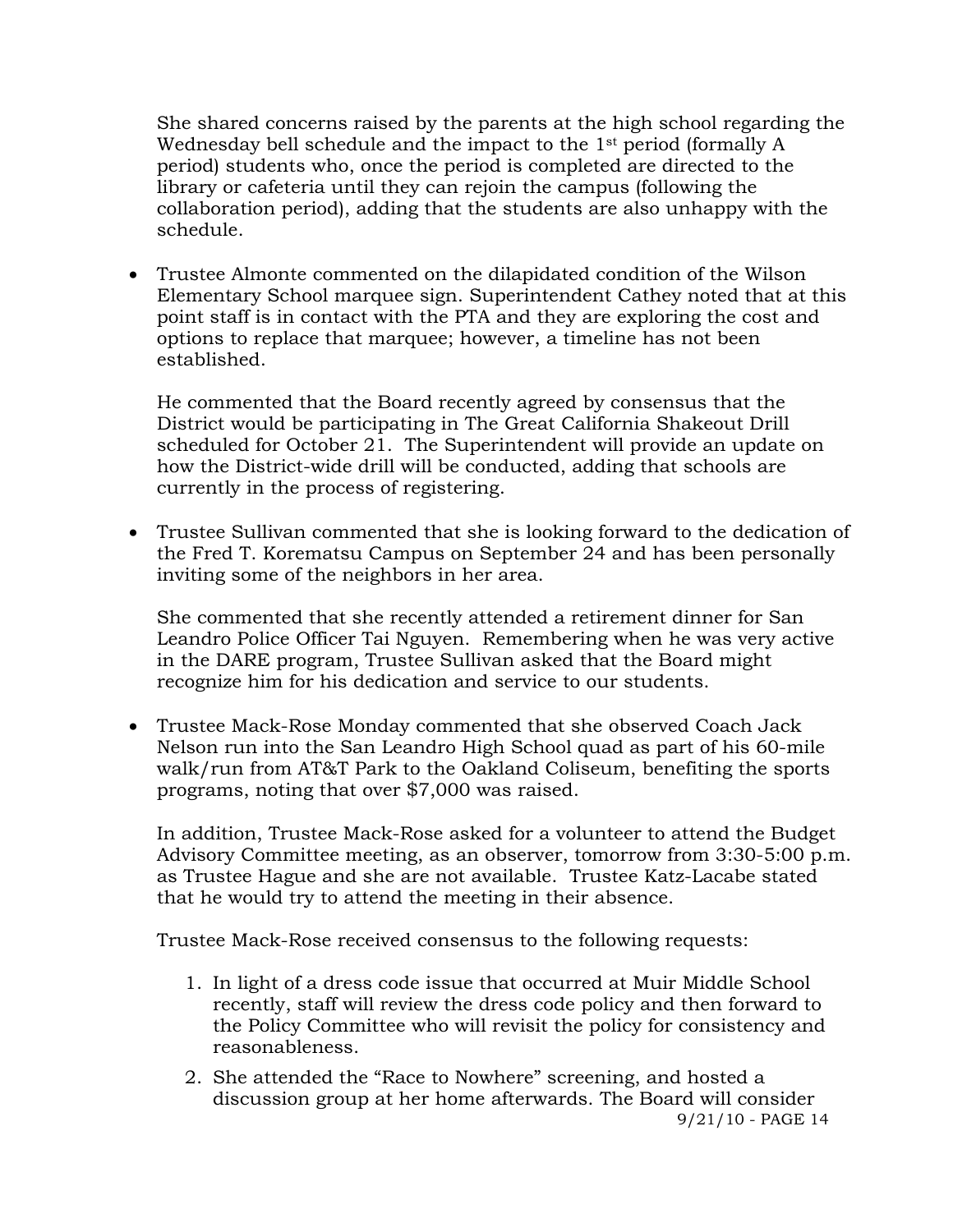She shared concerns raised by the parents at the high school regarding the Wednesday bell schedule and the impact to the 1st period (formally A period) students who, once the period is completed are directed to the library or cafeteria until they can rejoin the campus (following the collaboration period), adding that the students are also unhappy with the schedule.

- Trustee Almonte commented on the dilapidated condition of the Wilson Elementary School marquee sign. Superintendent Cathey noted that at this point staff is in contact with the PTA and they are exploring the cost and options to replace that marquee; however, a timeline has not been established.

  He commented that the Board recently agreed by consensus that the District would be participating in The Great California Shakeout Drill scheduled for October 21. The Superintendent will provide an update on how the District-wide drill will be conducted, adding that schools are currently in the process of registering.

- Trustee Sullivan commented that she is looking forward to the dedication of the Fred T. Korematsu Campus on September 24 and has been personally inviting some of the neighbors in her area.

  She commented that she recently attended a retirement dinner for San Leandro Police Officer Tai Nguyen. Remembering when he was very active in the DARE program, Trustee Sullivan asked that the Board might recognize him for his dedication and service to our students.

- Trustee Mack-Rose Monday commented that she observed Coach Jack Nelson run into the San Leandro High School quad as part of his 60-mile walk/run from AT&T Park to the Oakland Coliseum, benefiting the sports programs, noting that over $7,000 was raised.

  In addition, Trustee Mack-Rose asked for a volunteer to attend the Budget Advisory Committee meeting, as an observer, tomorrow from 3:30-5:00 p.m. as Trustee Hague and she are not available. Trustee Katz-Lacabe stated that he would try to attend the meeting in their absence.

  Trustee Mack-Rose received consensus to the following requests:

  1. In light of a dress code issue that occurred at Muir Middle School recently, staff will review the dress code policy and then forward to the Policy Committee who will revisit the policy for consistency and reasonableness.
  2. She attended the "Race to Nowhere" screening, and hosted a discussion group at her home afterwards. The Board will consider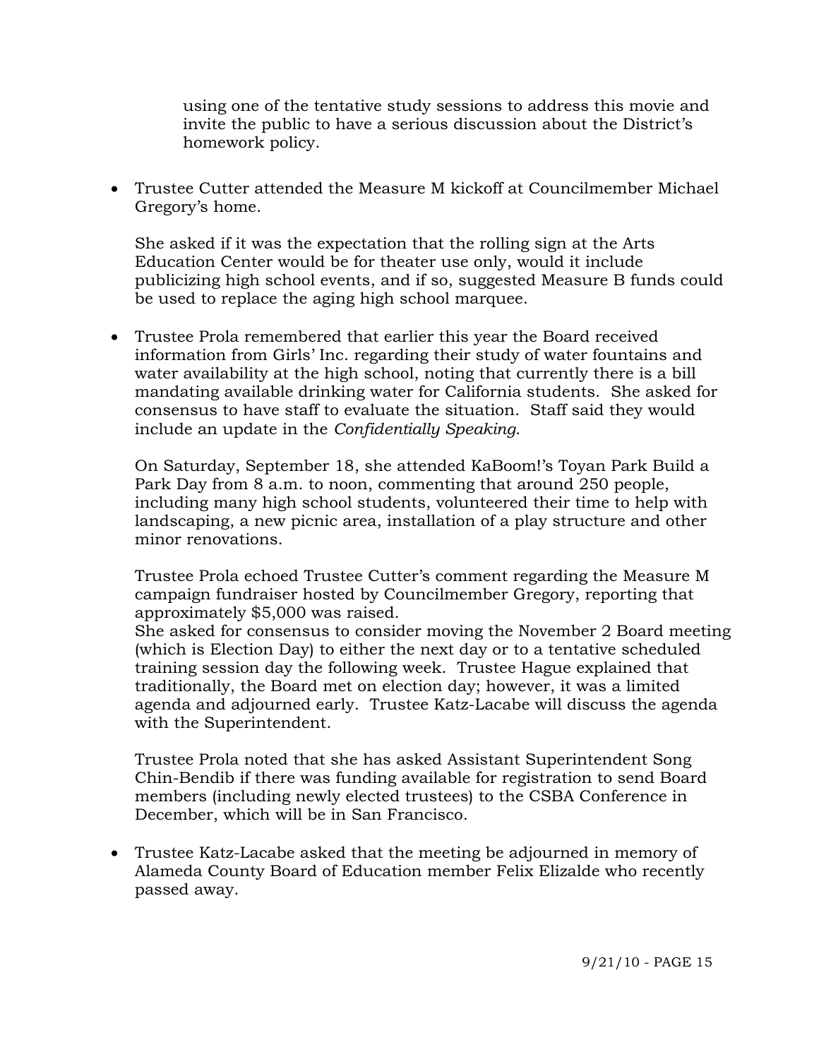using one of the tentative study sessions to address this movie and invite the public to have a serious discussion about the District's homework policy.

- Trustee Cutter attended the Measure M kickoff at Councilmember Michael Gregory's home.

  She asked if it was the expectation that the rolling sign at the Arts Education Center would be for theater use only, would it include publicizing high school events, and if so, suggested Measure B funds could be used to replace the aging high school marquee.

- Trustee Prola remembered that earlier this year the Board received information from Girls' Inc. regarding their study of water fountains and water availability at the high school, noting that currently there is a bill mandating available drinking water for California students. She asked for consensus to have staff to evaluate the situation. Staff said they would include an update in the *Confidentially Speaking*.

  On Saturday, September 18, she attended KaBoom!'s Toyan Park Build a Park Day from 8 a.m. to noon, commenting that around 250 people, including many high school students, volunteered their time to help with landscaping, a new picnic area, installation of a play structure and other minor renovations.

  Trustee Prola echoed Trustee Cutter's comment regarding the Measure M campaign fundraiser hosted by Councilmember Gregory, reporting that approximately $5,000 was raised.
  She asked for consensus to consider moving the November 2 Board meeting (which is Election Day) to either the next day or to a tentative scheduled training session day the following week. Trustee Hague explained that traditionally, the Board met on election day; however, it was a limited agenda and adjourned early. Trustee Katz-Lacabe will discuss the agenda with the Superintendent.

  Trustee Prola noted that she has asked Assistant Superintendent Song Chin-Bendib if there was funding available for registration to send Board members (including newly elected trustees) to the CSBA Conference in December, which will be in San Francisco.

- Trustee Katz-Lacabe asked that the meeting be adjourned in memory of Alameda County Board of Education member Felix Elizalde who recently passed away.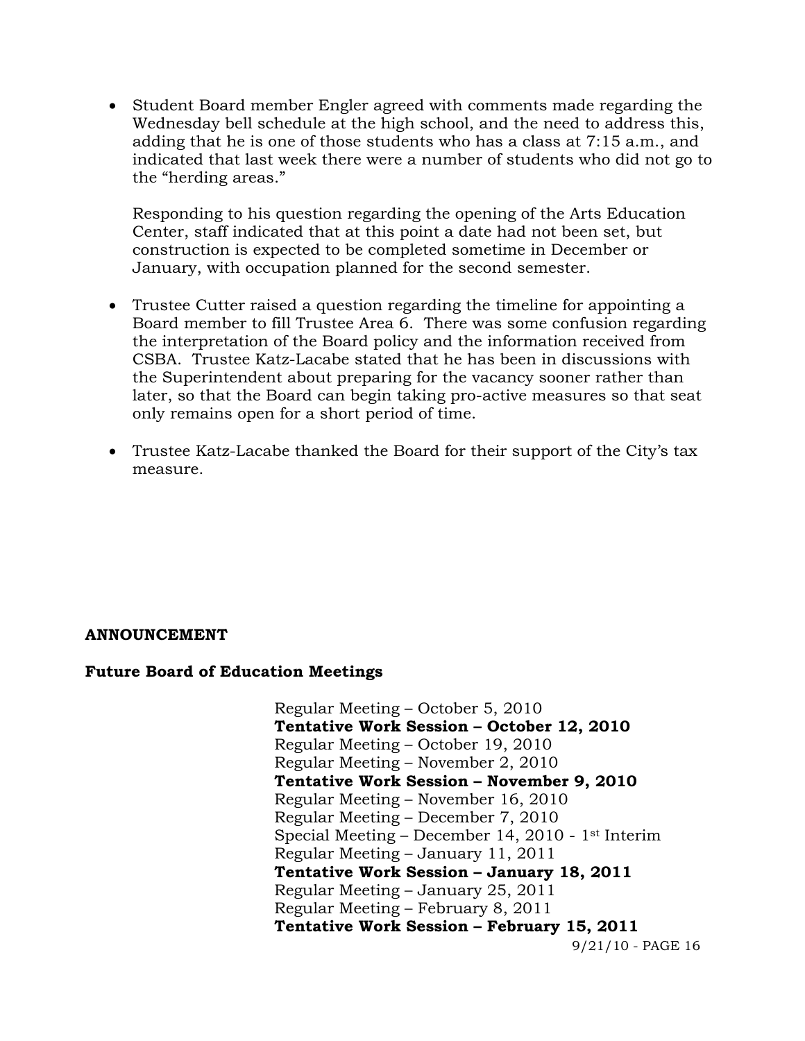- Student Board member Engler agreed with comments made regarding the Wednesday bell schedule at the high school, and the need to address this, adding that he is one of those students who has a class at 7:15 a.m., and indicated that last week there were a number of students who did not go to the “herding areas.”

  Responding to his question regarding the opening of the Arts Education Center, staff indicated that at this point a date had not been set, but construction is expected to be completed sometime in December or January, with occupation planned for the second semester.

- Trustee Cutter raised a question regarding the timeline for appointing a Board member to fill Trustee Area 6. There was some confusion regarding the interpretation of the Board policy and the information received from CSBA. Trustee Katz-Lacabe stated that he has been in discussions with the Superintendent about preparing for the vacancy sooner rather than later, so that the Board can begin taking pro-active measures so that seat only remains open for a short period of time.

- Trustee Katz-Lacabe thanked the Board for their support of the City’s tax measure.

**ANNOUNCEMENT**

**Future Board of Education Meetings**

Regular Meeting – October 5, 2010
**Tentative Work Session – October 12, 2010**
Regular Meeting – October 19, 2010
Regular Meeting – November 2, 2010
**Tentative Work Session – November 9, 2010**
Regular Meeting – November 16, 2010
Regular Meeting – December 7, 2010
Special Meeting – December 14, 2010 - 1st Interim
Regular Meeting – January 11, 2011
**Tentative Work Session – January 18, 2011**
Regular Meeting – January 25, 2011
Regular Meeting – February 8, 2011
**Tentative Work Session – February 15, 2011**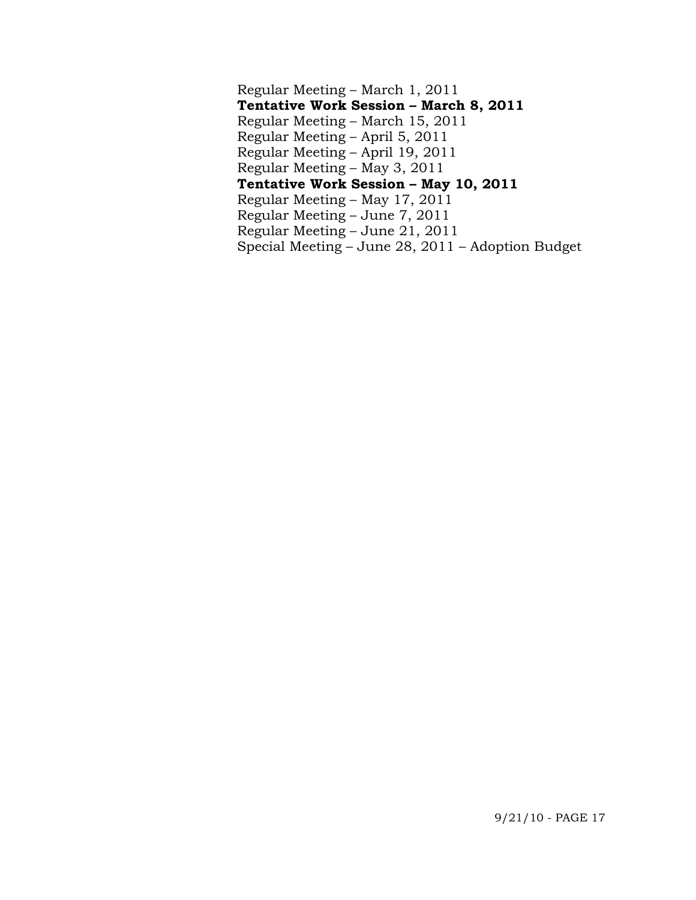Regular Meeting – March 1, 2011
**Tentative Work Session – March 8, 2011**
Regular Meeting – March 15, 2011
Regular Meeting – April 5, 2011
Regular Meeting – April 19, 2011
Regular Meeting – May 3, 2011
**Tentative Work Session – May 10, 2011**
Regular Meeting – May 17, 2011
Regular Meeting – June 7, 2011
Regular Meeting – June 21, 2011
Special Meeting – June 28, 2011 – Adoption Budget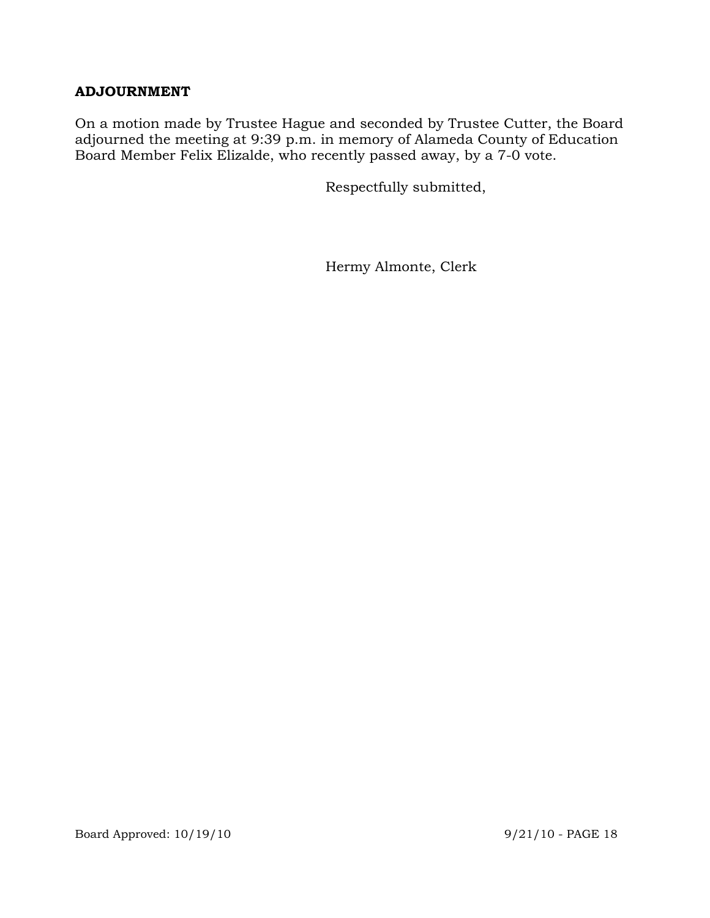**ADJOURNMENT**

On a motion made by Trustee Hague and seconded by Trustee Cutter, the Board adjourned the meeting at 9:39 p.m. in memory of Alameda County of Education Board Member Felix Elizalde, who recently passed away, by a 7-0 vote.

Respectfully submitted,

Hermy Almonte, Clerk

Board Approved: 10/19/10